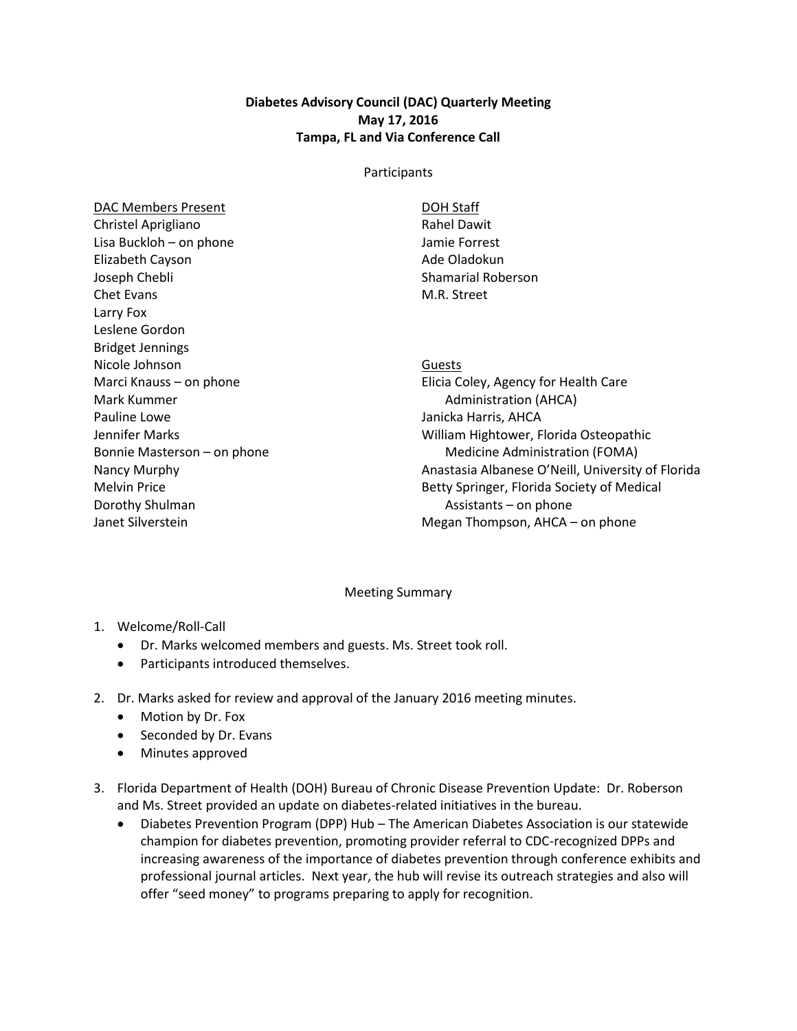**Diabetes Advisory Council (DAC) Quarterly Meeting**
**May 17, 2016**
**Tampa, FL and Via Conference Call**

Participants

DAC Members Present
Christel Aprigliano
Lisa Buckloh – on phone
Elizabeth Cayson
Joseph Chebli
Chet Evans
Larry Fox
Leslene Gordon
Bridget Jennings
Nicole Johnson
Marci Knauss – on phone
Mark Kummer
Pauline Lowe
Jennifer Marks
Bonnie Masterson – on phone
Nancy Murphy
Melvin Price
Dorothy Shulman
Janet Silverstein

DOH Staff
Rahel Dawit
Jamie Forrest
Ade Oladokun
Shamarial Roberson
M.R. Street

Guests
Elicia Coley, Agency for Health Care Administration (AHCA)
Janicka Harris, AHCA
William Hightower, Florida Osteopathic Medicine Administration (FOMA)
Anastasia Albanese O'Neill, University of Florida
Betty Springer, Florida Society of Medical Assistants – on phone
Megan Thompson, AHCA – on phone

Meeting Summary

1. Welcome/Roll-Call
   - Dr. Marks welcomed members and guests. Ms. Street took roll.
   - Participants introduced themselves.

2. Dr. Marks asked for review and approval of the January 2016 meeting minutes.
   - Motion by Dr. Fox
   - Seconded by Dr. Evans
   - Minutes approved

3. Florida Department of Health (DOH) Bureau of Chronic Disease Prevention Update: Dr. Roberson and Ms. Street provided an update on diabetes-related initiatives in the bureau.
   - Diabetes Prevention Program (DPP) Hub – The American Diabetes Association is our statewide champion for diabetes prevention, promoting provider referral to CDC-recognized DPPs and increasing awareness of the importance of diabetes prevention through conference exhibits and professional journal articles. Next year, the hub will revise its outreach strategies and also will offer "seed money" to programs preparing to apply for recognition.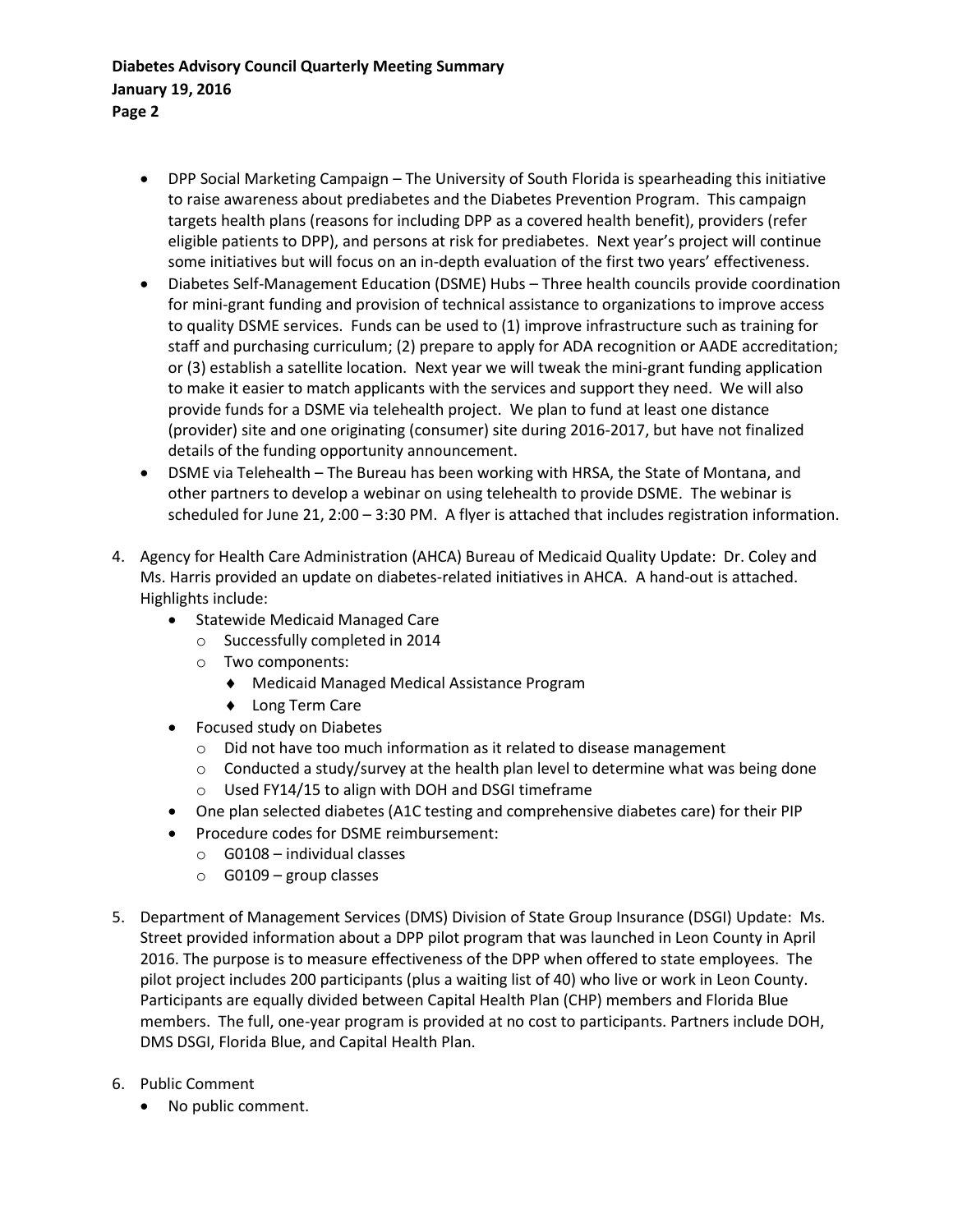- DPP Social Marketing Campaign – The University of South Florida is spearheading this initiative to raise awareness about prediabetes and the Diabetes Prevention Program. This campaign targets health plans (reasons for including DPP as a covered health benefit), providers (refer eligible patients to DPP), and persons at risk for prediabetes. Next year's project will continue some initiatives but will focus on an in-depth evaluation of the first two years' effectiveness.
- Diabetes Self-Management Education (DSME) Hubs – Three health councils provide coordination for mini-grant funding and provision of technical assistance to organizations to improve access to quality DSME services. Funds can be used to (1) improve infrastructure such as training for staff and purchasing curriculum; (2) prepare to apply for ADA recognition or AADE accreditation; or (3) establish a satellite location. Next year we will tweak the mini-grant funding application to make it easier to match applicants with the services and support they need. We will also provide funds for a DSME via telehealth project. We plan to fund at least one distance (provider) site and one originating (consumer) site during 2016-2017, but have not finalized details of the funding opportunity announcement.
- DSME via Telehealth – The Bureau has been working with HRSA, the State of Montana, and other partners to develop a webinar on using telehealth to provide DSME. The webinar is scheduled for June 21, 2:00 – 3:30 PM. A flyer is attached that includes registration information.

4. Agency for Health Care Administration (AHCA) Bureau of Medicaid Quality Update: Dr. Coley and Ms. Harris provided an update on diabetes-related initiatives in AHCA. A hand-out is attached. Highlights include:
   - Statewide Medicaid Managed Care
     - Successfully completed in 2014
     - Two components:
       - Medicaid Managed Medical Assistance Program
       - Long Term Care
   - Focused study on Diabetes
     - Did not have too much information as it related to disease management
     - Conducted a study/survey at the health plan level to determine what was being done
     - Used FY14/15 to align with DOH and DSGI timeframe
   - One plan selected diabetes (A1C testing and comprehensive diabetes care) for their PIP
   - Procedure codes for DSME reimbursement:
     - G0108 – individual classes
     - G0109 – group classes

5. Department of Management Services (DMS) Division of State Group Insurance (DSGI) Update: Ms. Street provided information about a DPP pilot program that was launched in Leon County in April 2016. The purpose is to measure effectiveness of the DPP when offered to state employees. The pilot project includes 200 participants (plus a waiting list of 40) who live or work in Leon County. Participants are equally divided between Capital Health Plan (CHP) members and Florida Blue members. The full, one-year program is provided at no cost to participants. Partners include DOH, DMS DSGI, Florida Blue, and Capital Health Plan.

6. Public Comment
   - No public comment.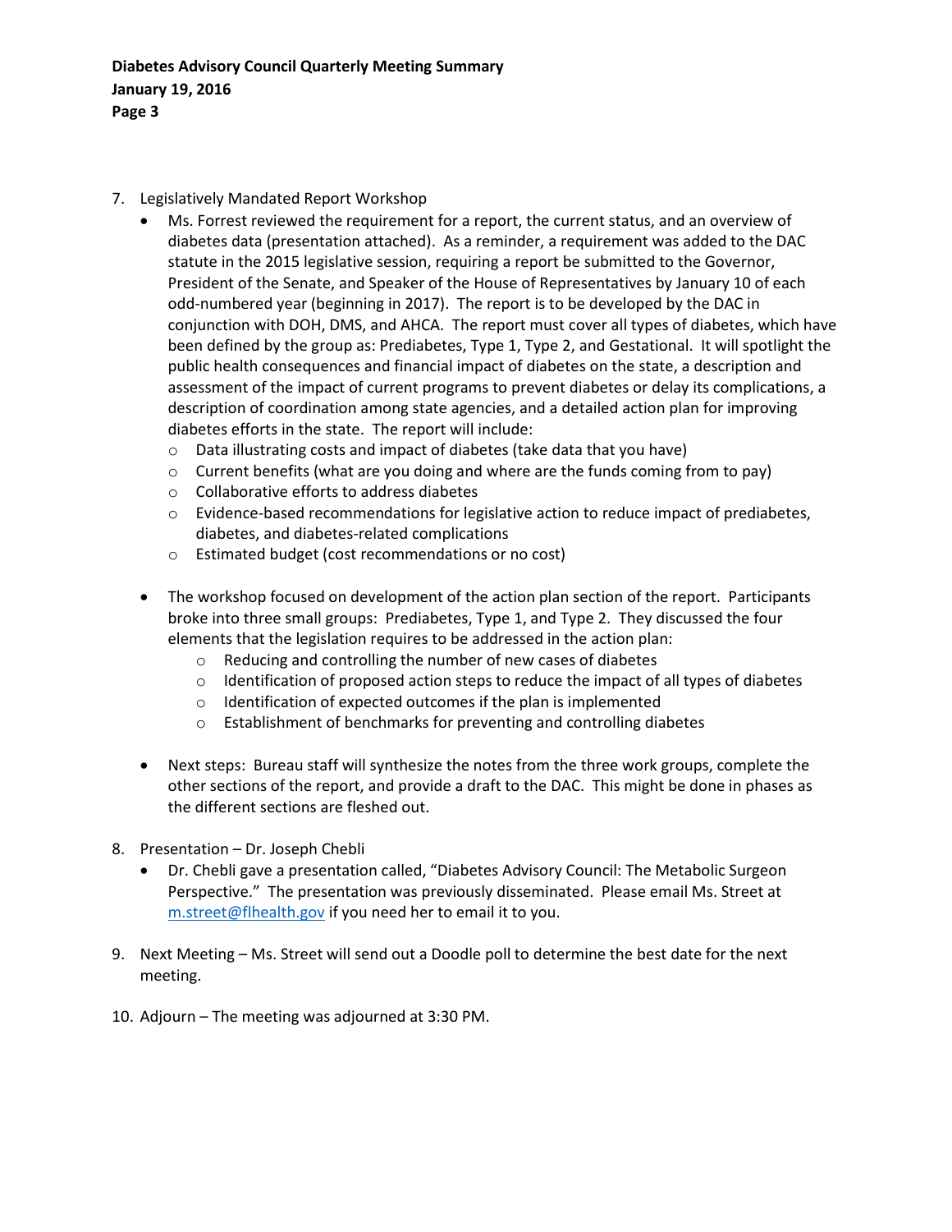7. Legislatively Mandated Report Workshop
   - Ms. Forrest reviewed the requirement for a report, the current status, and an overview of diabetes data (presentation attached). As a reminder, a requirement was added to the DAC statute in the 2015 legislative session, requiring a report be submitted to the Governor, President of the Senate, and Speaker of the House of Representatives by January 10 of each odd-numbered year (beginning in 2017). The report is to be developed by the DAC in conjunction with DOH, DMS, and AHCA. The report must cover all types of diabetes, which have been defined by the group as: Prediabetes, Type 1, Type 2, and Gestational. It will spotlight the public health consequences and financial impact of diabetes on the state, a description and assessment of the impact of current programs to prevent diabetes or delay its complications, a description of coordination among state agencies, and a detailed action plan for improving diabetes efforts in the state. The report will include:
     - Data illustrating costs and impact of diabetes (take data that you have)
     - Current benefits (what are you doing and where are the funds coming from to pay)
     - Collaborative efforts to address diabetes
     - Evidence-based recommendations for legislative action to reduce impact of prediabetes, diabetes, and diabetes-related complications
     - Estimated budget (cost recommendations or no cost)
   - The workshop focused on development of the action plan section of the report. Participants broke into three small groups: Prediabetes, Type 1, and Type 2. They discussed the four elements that the legislation requires to be addressed in the action plan:
     - Reducing and controlling the number of new cases of diabetes
     - Identification of proposed action steps to reduce the impact of all types of diabetes
     - Identification of expected outcomes if the plan is implemented
     - Establishment of benchmarks for preventing and controlling diabetes
   - Next steps: Bureau staff will synthesize the notes from the three work groups, complete the other sections of the report, and provide a draft to the DAC. This might be done in phases as the different sections are fleshed out.

8. Presentation – Dr. Joseph Chebli
   - Dr. Chebli gave a presentation called, "Diabetes Advisory Council: The Metabolic Surgeon Perspective." The presentation was previously disseminated. Please email Ms. Street at m.street@flhealth.gov if you need her to email it to you.

9. Next Meeting – Ms. Street will send out a Doodle poll to determine the best date for the next meeting.

10. Adjourn – The meeting was adjourned at 3:30 PM.